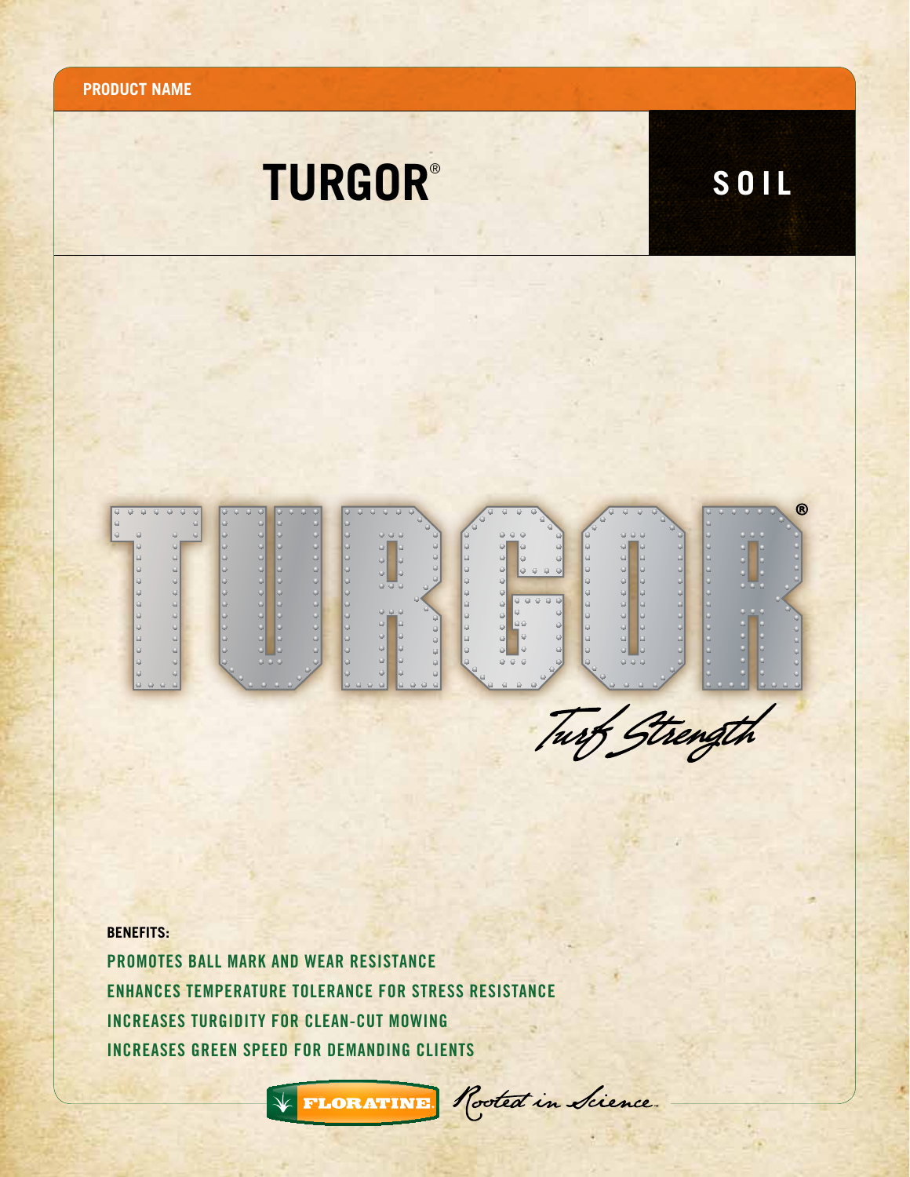**PRODUCT NAME**

# TURGOR®

**SOIL**

TURGOR®

*Turf Strength*

**BENEFITS:**

PROMOTES BALL MARK AND WEAR RESISTANCE

ENHANCES TEMPERATURE TOLERANCE FOR STRESS RESISTANCE

INCREASES TURGIDITY FOR CLEAN-CUT MOWING

INCREASES GREEN SPEED FOR DEMANDING CLIENTS

FLORATINE. *Rooted in Science.*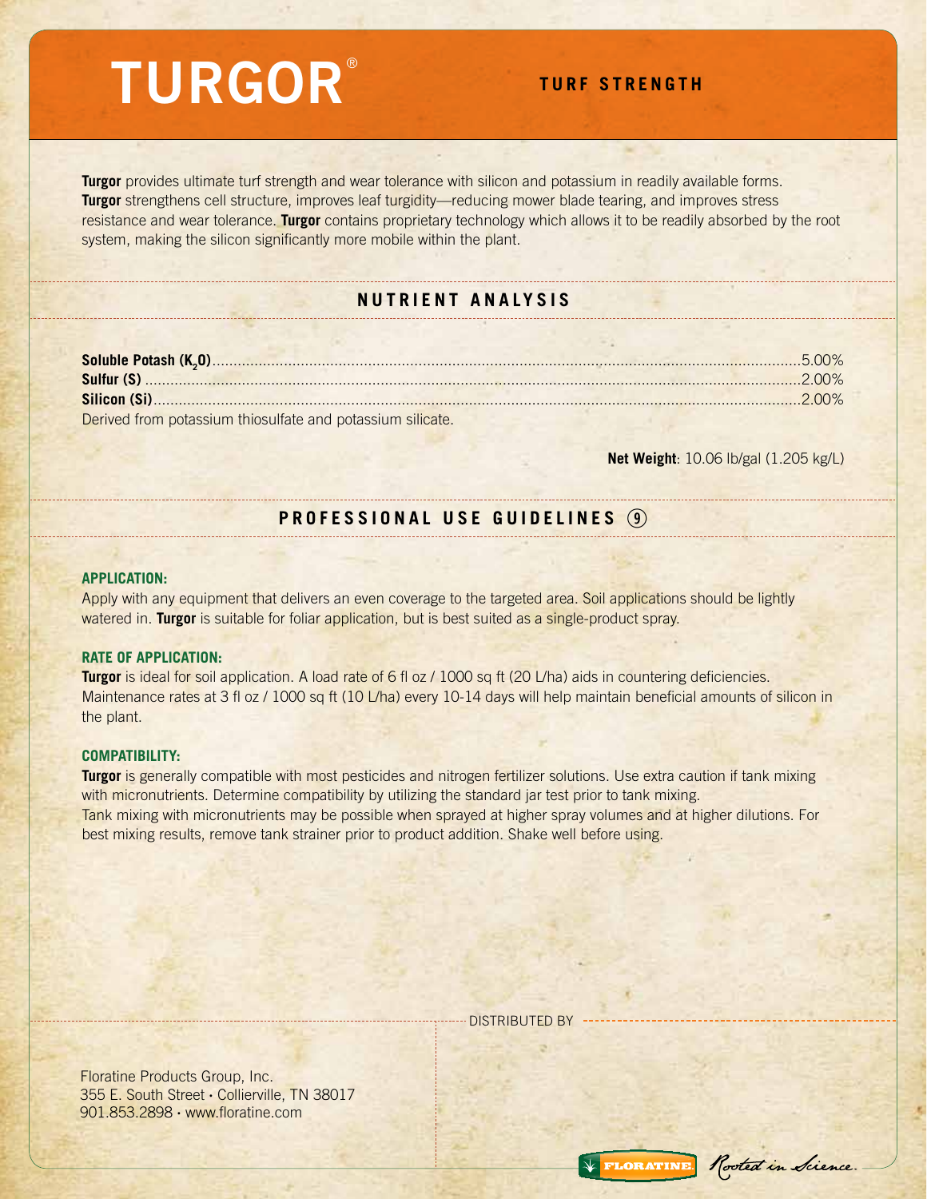# TURGOR®

**TURF STRENGTH**

**Turgor** provides ultimate turf strength and wear tolerance with silicon and potassium in readily available forms. **Turgor** strengthens cell structure, improves leaf turgidity—reducing mower blade tearing, and improves stress resistance and wear tolerance. **Turgor** contains proprietary technology which allows it to be readily absorbed by the root system, making the silicon significantly more mobile within the plant.

## NUTRIENT ANALYSIS

| | |
|---|---|
| **Soluble Potash ($K_2O$)** | 5.00% |
| **Sulfur (S)** | 2.00% |
| **Silicon (Si)** | 2.00% |

Derived from potassium thiosulfate and potassium silicate.

**Net Weight**: 10.06 lb/gal (1.205 kg/L)

## PROFESSIONAL USE GUIDELINES 9

### APPLICATION:

Apply with any equipment that delivers an even coverage to the targeted area. Soil applications should be lightly watered in. **Turgor** is suitable for foliar application, but is best suited as a single-product spray.

### RATE OF APPLICATION:

**Turgor** is ideal for soil application. A load rate of 6 fl oz / 1000 sq ft (20 L/ha) aids in countering deficiencies. Maintenance rates at 3 fl oz / 1000 sq ft (10 L/ha) every 10-14 days will help maintain beneficial amounts of silicon in the plant.

### COMPATIBILITY:

**Turgor** is generally compatible with most pesticides and nitrogen fertilizer solutions. Use extra caution if tank mixing with micronutrients. Determine compatibility by utilizing the standard jar test prior to tank mixing.
Tank mixing with micronutrients may be possible when sprayed at higher spray volumes and at higher dilutions. For best mixing results, remove tank strainer prior to product addition. Shake well before using.

DISTRIBUTED BY

Floratine Products Group, Inc.
355 E. South Street • Collierville, TN 38017
901.853.2898 • www.floratine.com

FLORATINE Rooted in Science.